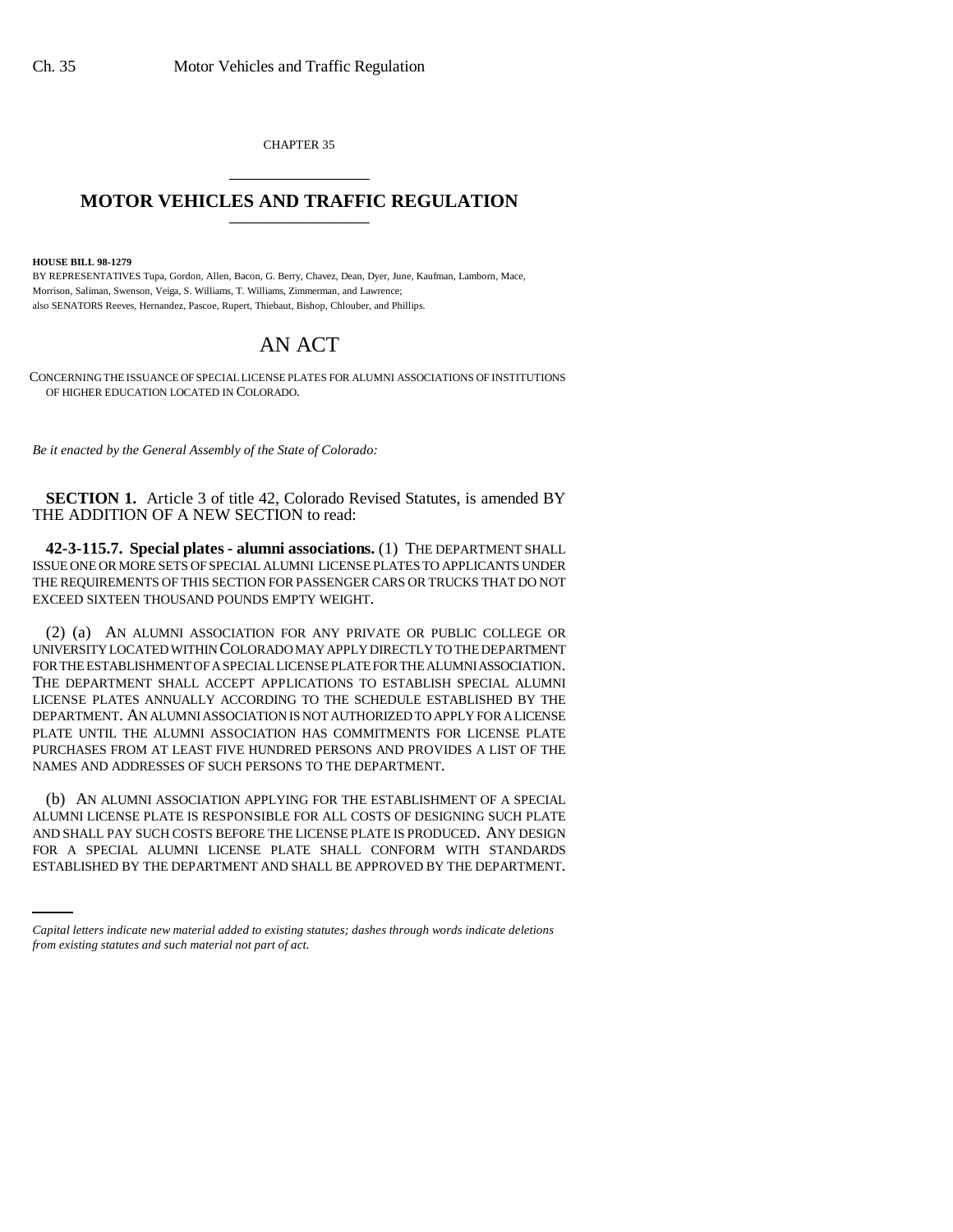CHAPTER 35

# MOTOR VEHICLES AND TRAFFIC REGULATION

**HOUSE BILL 98-1279**

BY REPRESENTATIVES Tupa, Gordon, Allen, Bacon, G. Berry, Chavez, Dean, Dyer, June, Kaufman, Lamborn, Mace, Morrison, Saliman, Swenson, Veiga, S. Williams, T. Williams, Zimmerman, and Lawrence;
also SENATORS Reeves, Hernandez, Pascoe, Rupert, Thiebaut, Bishop, Chlouber, and Phillips.

# AN ACT

CONCERNING THE ISSUANCE OF SPECIAL LICENSE PLATES FOR ALUMNI ASSOCIATIONS OF INSTITUTIONS OF HIGHER EDUCATION LOCATED IN COLORADO.

*Be it enacted by the General Assembly of the State of Colorado:*

**SECTION 1.** Article 3 of title 42, Colorado Revised Statutes, is amended BY THE ADDITION OF A NEW SECTION to read:

**42-3-115.7. Special plates - alumni associations.** (1) THE DEPARTMENT SHALL ISSUE ONE OR MORE SETS OF SPECIAL ALUMNI LICENSE PLATES TO APPLICANTS UNDER THE REQUIREMENTS OF THIS SECTION FOR PASSENGER CARS OR TRUCKS THAT DO NOT EXCEED SIXTEEN THOUSAND POUNDS EMPTY WEIGHT.

(2) (a) AN ALUMNI ASSOCIATION FOR ANY PRIVATE OR PUBLIC COLLEGE OR UNIVERSITY LOCATED WITHIN COLORADO MAY APPLY DIRECTLY TO THE DEPARTMENT FOR THE ESTABLISHMENT OF A SPECIAL LICENSE PLATE FOR THE ALUMNI ASSOCIATION. THE DEPARTMENT SHALL ACCEPT APPLICATIONS TO ESTABLISH SPECIAL ALUMNI LICENSE PLATES ANNUALLY ACCORDING TO THE SCHEDULE ESTABLISHED BY THE DEPARTMENT. AN ALUMNI ASSOCIATION IS NOT AUTHORIZED TO APPLY FOR A LICENSE PLATE UNTIL THE ALUMNI ASSOCIATION HAS COMMITMENTS FOR LICENSE PLATE PURCHASES FROM AT LEAST FIVE HUNDRED PERSONS AND PROVIDES A LIST OF THE NAMES AND ADDRESSES OF SUCH PERSONS TO THE DEPARTMENT.

(b) AN ALUMNI ASSOCIATION APPLYING FOR THE ESTABLISHMENT OF A SPECIAL ALUMNI LICENSE PLATE IS RESPONSIBLE FOR ALL COSTS OF DESIGNING SUCH PLATE AND SHALL PAY SUCH COSTS BEFORE THE LICENSE PLATE IS PRODUCED. ANY DESIGN FOR A SPECIAL ALUMNI LICENSE PLATE SHALL CONFORM WITH STANDARDS ESTABLISHED BY THE DEPARTMENT AND SHALL BE APPROVED BY THE DEPARTMENT.

*Capital letters indicate new material added to existing statutes; dashes through words indicate deletions from existing statutes and such material not part of act.*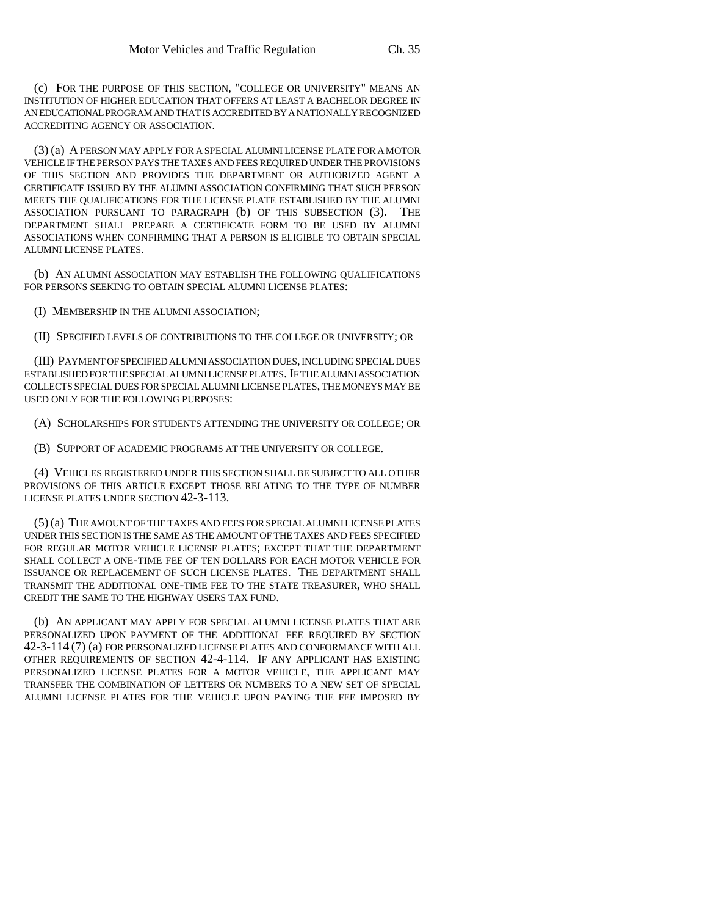(c) FOR THE PURPOSE OF THIS SECTION, "COLLEGE OR UNIVERSITY" MEANS AN INSTITUTION OF HIGHER EDUCATION THAT OFFERS AT LEAST A BACHELOR DEGREE IN AN EDUCATIONAL PROGRAM AND THAT IS ACCREDITED BY A NATIONALLY RECOGNIZED ACCREDITING AGENCY OR ASSOCIATION.

(3) (a) A PERSON MAY APPLY FOR A SPECIAL ALUMNI LICENSE PLATE FOR A MOTOR VEHICLE IF THE PERSON PAYS THE TAXES AND FEES REQUIRED UNDER THE PROVISIONS OF THIS SECTION AND PROVIDES THE DEPARTMENT OR AUTHORIZED AGENT A CERTIFICATE ISSUED BY THE ALUMNI ASSOCIATION CONFIRMING THAT SUCH PERSON MEETS THE QUALIFICATIONS FOR THE LICENSE PLATE ESTABLISHED BY THE ALUMNI ASSOCIATION PURSUANT TO PARAGRAPH (b) OF THIS SUBSECTION (3). THE DEPARTMENT SHALL PREPARE A CERTIFICATE FORM TO BE USED BY ALUMNI ASSOCIATIONS WHEN CONFIRMING THAT A PERSON IS ELIGIBLE TO OBTAIN SPECIAL ALUMNI LICENSE PLATES.

(b) AN ALUMNI ASSOCIATION MAY ESTABLISH THE FOLLOWING QUALIFICATIONS FOR PERSONS SEEKING TO OBTAIN SPECIAL ALUMNI LICENSE PLATES:

(I) MEMBERSHIP IN THE ALUMNI ASSOCIATION;

(II) SPECIFIED LEVELS OF CONTRIBUTIONS TO THE COLLEGE OR UNIVERSITY; OR

(III) PAYMENT OF SPECIFIED ALUMNI ASSOCIATION DUES, INCLUDING SPECIAL DUES ESTABLISHED FOR THE SPECIAL ALUMNI LICENSE PLATES. IF THE ALUMNI ASSOCIATION COLLECTS SPECIAL DUES FOR SPECIAL ALUMNI LICENSE PLATES, THE MONEYS MAY BE USED ONLY FOR THE FOLLOWING PURPOSES:

(A) SCHOLARSHIPS FOR STUDENTS ATTENDING THE UNIVERSITY OR COLLEGE; OR

(B) SUPPORT OF ACADEMIC PROGRAMS AT THE UNIVERSITY OR COLLEGE.

(4) VEHICLES REGISTERED UNDER THIS SECTION SHALL BE SUBJECT TO ALL OTHER PROVISIONS OF THIS ARTICLE EXCEPT THOSE RELATING TO THE TYPE OF NUMBER LICENSE PLATES UNDER SECTION 42-3-113.

(5) (a) THE AMOUNT OF THE TAXES AND FEES FOR SPECIAL ALUMNI LICENSE PLATES UNDER THIS SECTION IS THE SAME AS THE AMOUNT OF THE TAXES AND FEES SPECIFIED FOR REGULAR MOTOR VEHICLE LICENSE PLATES; EXCEPT THAT THE DEPARTMENT SHALL COLLECT A ONE-TIME FEE OF TEN DOLLARS FOR EACH MOTOR VEHICLE FOR ISSUANCE OR REPLACEMENT OF SUCH LICENSE PLATES. THE DEPARTMENT SHALL TRANSMIT THE ADDITIONAL ONE-TIME FEE TO THE STATE TREASURER, WHO SHALL CREDIT THE SAME TO THE HIGHWAY USERS TAX FUND.

(b) AN APPLICANT MAY APPLY FOR SPECIAL ALUMNI LICENSE PLATES THAT ARE PERSONALIZED UPON PAYMENT OF THE ADDITIONAL FEE REQUIRED BY SECTION 42-3-114 (7) (a) FOR PERSONALIZED LICENSE PLATES AND CONFORMANCE WITH ALL OTHER REQUIREMENTS OF SECTION 42-4-114. IF ANY APPLICANT HAS EXISTING PERSONALIZED LICENSE PLATES FOR A MOTOR VEHICLE, THE APPLICANT MAY TRANSFER THE COMBINATION OF LETTERS OR NUMBERS TO A NEW SET OF SPECIAL ALUMNI LICENSE PLATES FOR THE VEHICLE UPON PAYING THE FEE IMPOSED BY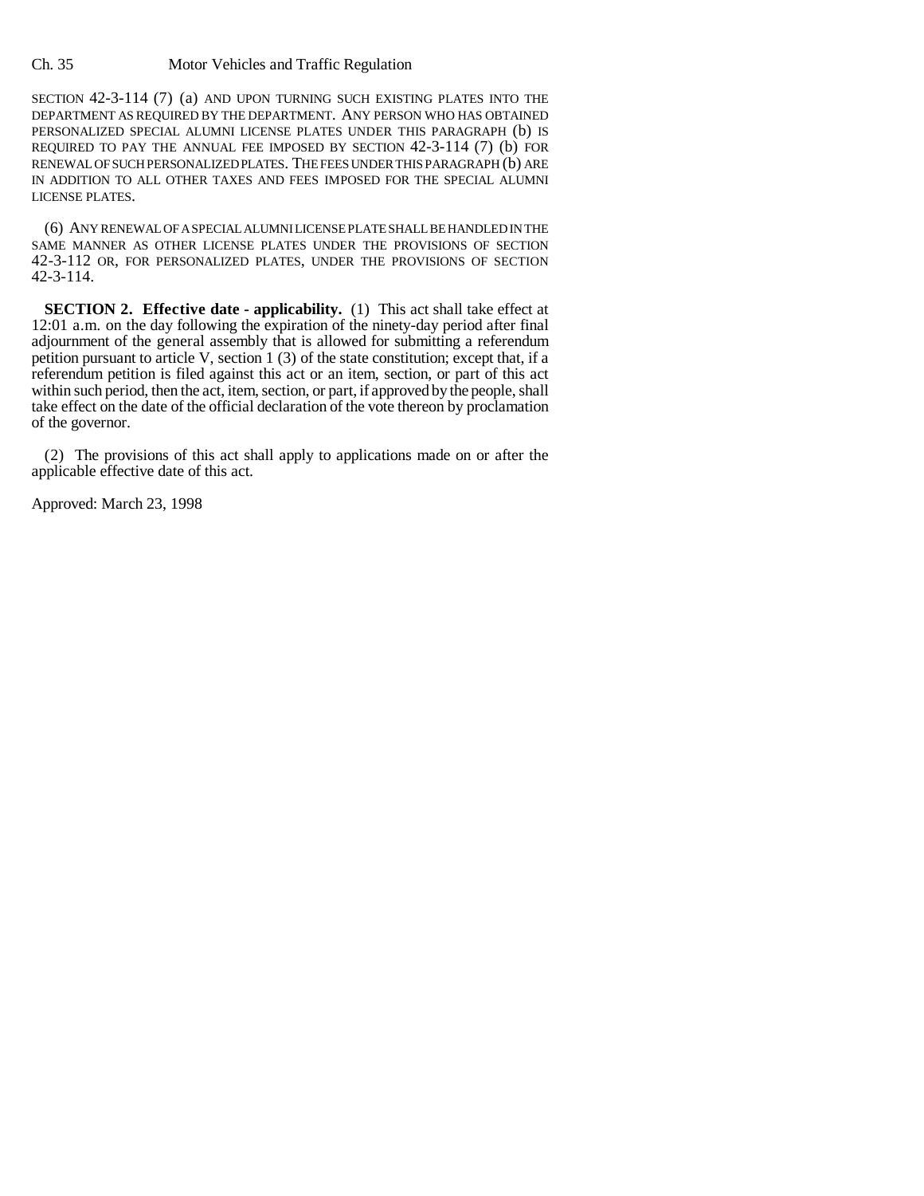SECTION 42-3-114 (7) (a) AND UPON TURNING SUCH EXISTING PLATES INTO THE DEPARTMENT AS REQUIRED BY THE DEPARTMENT. ANY PERSON WHO HAS OBTAINED PERSONALIZED SPECIAL ALUMNI LICENSE PLATES UNDER THIS PARAGRAPH (b) IS REQUIRED TO PAY THE ANNUAL FEE IMPOSED BY SECTION 42-3-114 (7) (b) FOR RENEWAL OF SUCH PERSONALIZED PLATES. THE FEES UNDER THIS PARAGRAPH (b) ARE IN ADDITION TO ALL OTHER TAXES AND FEES IMPOSED FOR THE SPECIAL ALUMNI LICENSE PLATES.

(6) ANY RENEWAL OF A SPECIAL ALUMNI LICENSE PLATE SHALL BE HANDLED IN THE SAME MANNER AS OTHER LICENSE PLATES UNDER THE PROVISIONS OF SECTION 42-3-112 OR, FOR PERSONALIZED PLATES, UNDER THE PROVISIONS OF SECTION 42-3-114.

**SECTION 2. Effective date - applicability.** (1) This act shall take effect at 12:01 a.m. on the day following the expiration of the ninety-day period after final adjournment of the general assembly that is allowed for submitting a referendum petition pursuant to article V, section 1 (3) of the state constitution; except that, if a referendum petition is filed against this act or an item, section, or part of this act within such period, then the act, item, section, or part, if approved by the people, shall take effect on the date of the official declaration of the vote thereon by proclamation of the governor.

(2) The provisions of this act shall apply to applications made on or after the applicable effective date of this act.

Approved: March 23, 1998